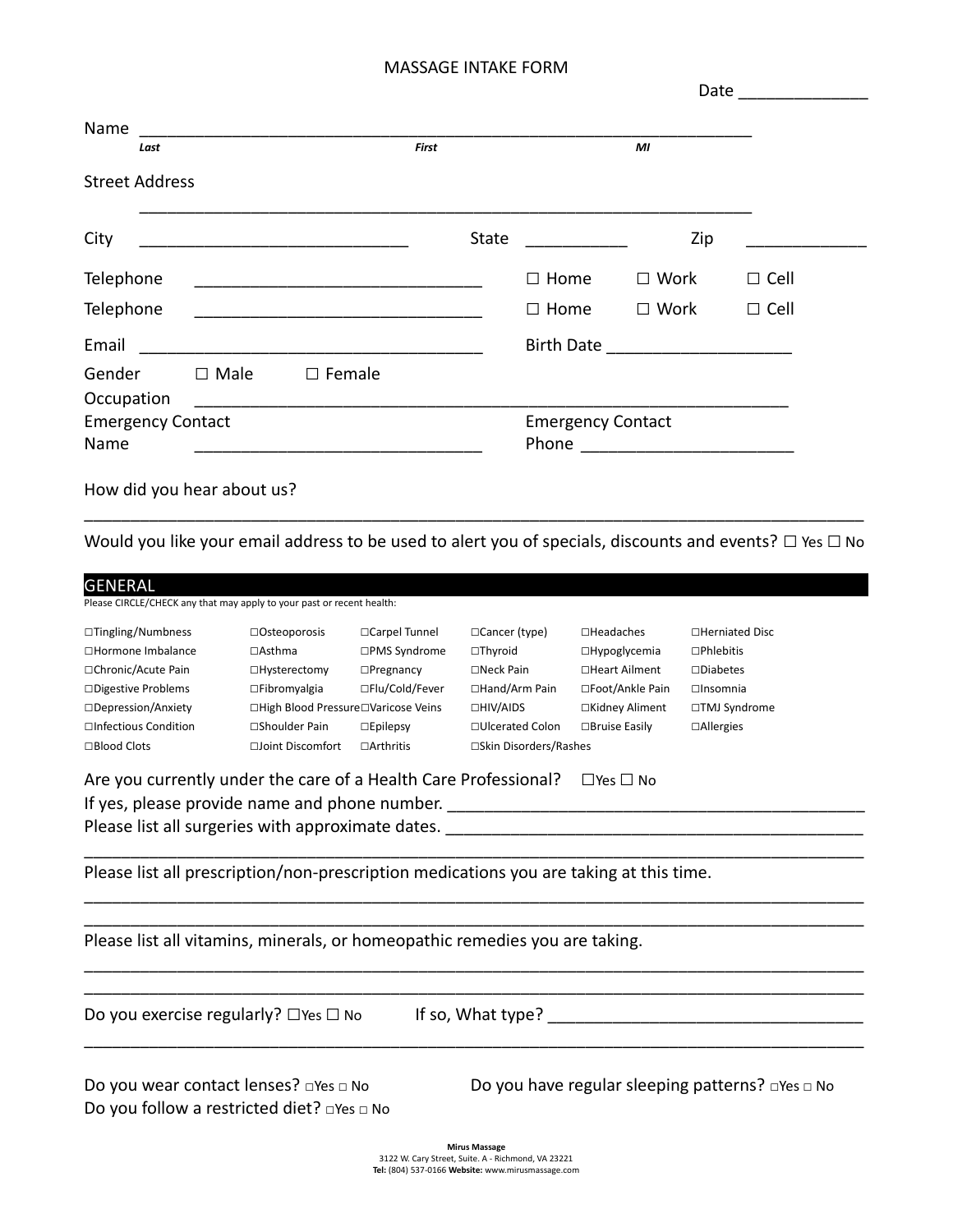# MASSAGE INTAKE FORM

Date ______________

Name ____________________________________________________________________
*Last* *First* *MI*

Street Address ____________________________________________________________________

City ____________________________ State ___________ Zip _____________

Telephone ______________________________ ☐ Home ☐ Work ☐ Cell

Telephone ______________________________ ☐ Home ☐ Work ☐ Cell

Email ____________________________________ Birth Date ____________________

Gender ☐ Male ☐ Female

Occupation ________________________________________________________________

Emergency Contact Name ______________________________ Emergency Contact Phone _______________________

How did you hear about us?
_____________________________________________________________________________________

Would you like your email address to be used to alert you of specials, discounts and events? ☐ Yes ☐ No

## GENERAL

Please CIRCLE/CHECK any that may apply to your past or recent health:

| | | | | | |
|---|---|---|---|---|---|
| ☐Tingling/Numbness | ☐Osteoporosis | ☐Carpel Tunnel | ☐Cancer (type) | ☐Headaches | ☐Herniated Disc |
| ☐Hormone Imbalance | ☐Asthma | ☐PMS Syndrome | ☐Thyroid | ☐Hypoglycemia | ☐Phlebitis |
| ☐Chronic/Acute Pain | ☐Hysterectomy | ☐Pregnancy | ☐Neck Pain | ☐Heart Ailment | ☐Diabetes |
| ☐Digestive Problems | ☐Fibromyalgia | ☐Flu/Cold/Fever | ☐Hand/Arm Pain | ☐Foot/Ankle Pain | ☐Insomnia |
| ☐Depression/Anxiety | ☐High Blood Pressure | ☐Varicose Veins | ☐HIV/AIDS | ☐Kidney Aliment | ☐TMJ Syndrome |
| ☐Infectious Condition | ☐Shoulder Pain | ☐Epilepsy | ☐Ulcerated Colon | ☐Bruise Easily | ☐Allergies |
| ☐Blood Clots | ☐Joint Discomfort | ☐Arthritis | ☐Skin Disorders/Rashes | | |

Are you currently under the care of a Health Care Professional? ☐Yes ☐ No

If yes, please provide name and phone number. _____________________________________________

Please list all surgeries with approximate dates. _____________________________________________
_____________________________________________________________________________________

Please list all prescription/non-prescription medications you are taking at this time.
_____________________________________________________________________________________
_____________________________________________________________________________________

Please list all vitamins, minerals, or homeopathic remedies you are taking.
_____________________________________________________________________________________
_____________________________________________________________________________________

Do you exercise regularly? ☐Yes ☐ No If so, What type? _________________________________
_____________________________________________________________________________________

Do you wear contact lenses? ☐Yes ☐ No

Do you have regular sleeping patterns? ☐Yes ☐ No

Do you follow a restricted diet? ☐Yes ☐ No

**Mirus Massage**
3122 W. Cary Street, Suite. A - Richmond, VA 23221
**Tel:** (804) 537-0166 **Website:** www.mirusmassage.com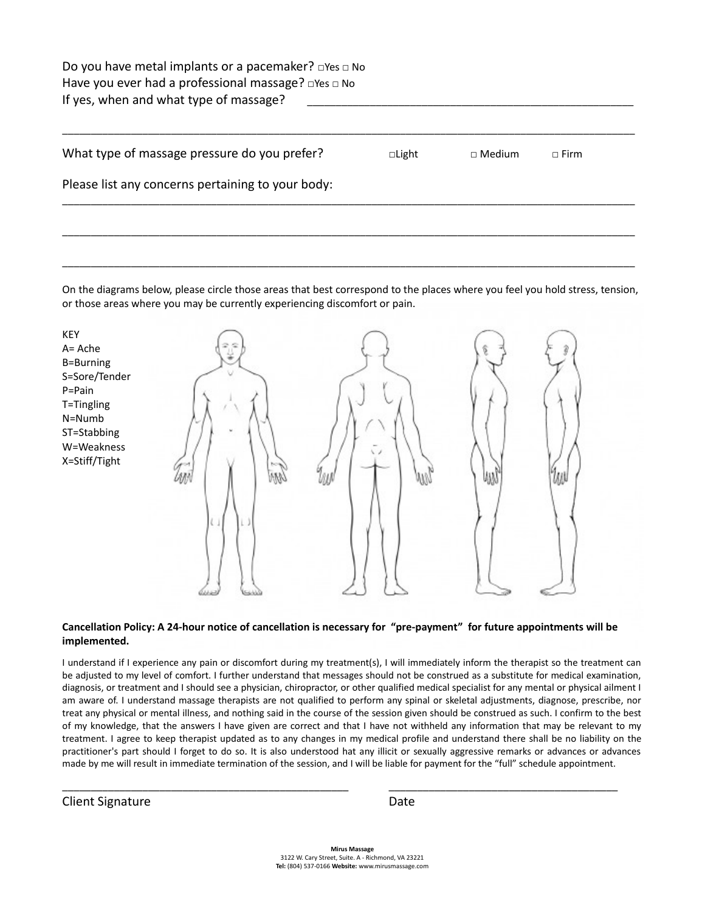Do you have metal implants or a pacemaker? □Yes □ No
Have you ever had a professional massage? □Yes □ No
If yes, when and what type of massage? ___________________________________________________

_____________________________________________________________________________________

What type of massage pressure do you prefer? □Light □ Medium □ Firm

Please list any concerns pertaining to your body:

_____________________________________________________________________________________

_____________________________________________________________________________________

_____________________________________________________________________________________

On the diagrams below, please circle those areas that best correspond to the places where you feel you hold stress, tension, or those areas where you may be currently experiencing discomfort or pain.

KEY
A= Ache
B=Burning
S=Sore/Tender
P=Pain
T=Tingling
N=Numb
ST=Stabbing
W=Weakness
X=Stiff/Tight

**Cancellation Policy: A 24-hour notice of cancellation is necessary for "pre-payment" for future appointments will be implemented.**

I understand if I experience any pain or discomfort during my treatment(s), I will immediately inform the therapist so the treatment can be adjusted to my level of comfort. I further understand that messages should not be construed as a substitute for medical examination, diagnosis, or treatment and I should see a physician, chiropractor, or other qualified medical specialist for any mental or physical ailment I am aware of. I understand massage therapists are not qualified to perform any spinal or skeletal adjustments, diagnose, prescribe, nor treat any physical or mental illness, and nothing said in the course of the session given should be construed as such. I confirm to the best of my knowledge, that the answers I have given are correct and that I have not withheld any information that may be relevant to my treatment. I agree to keep therapist updated as to any changes in my medical profile and understand there shall be no liability on the practitioner's part should I forget to do so. It is also understood hat any illicit or sexually aggressive remarks or advances or advances made by me will result in immediate termination of the session, and I will be liable for payment for the "full" schedule appointment.

_______________________________________ _______________________________

Client Signature Date

**Mirus Massage**
3122 W. Cary Street, Suite. A - Richmond, VA 23221
**Tel:** (804) 537-0166 **Website:** www.mirusmassage.com